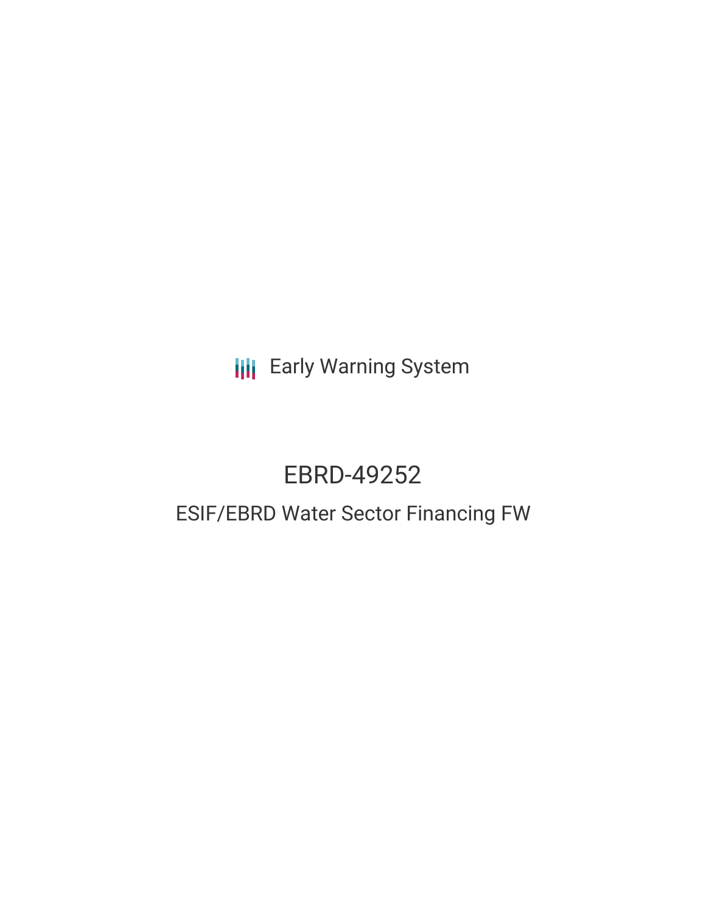Early Warning System

# EBRD-49252

## ESIF/EBRD Water Sector Financing FW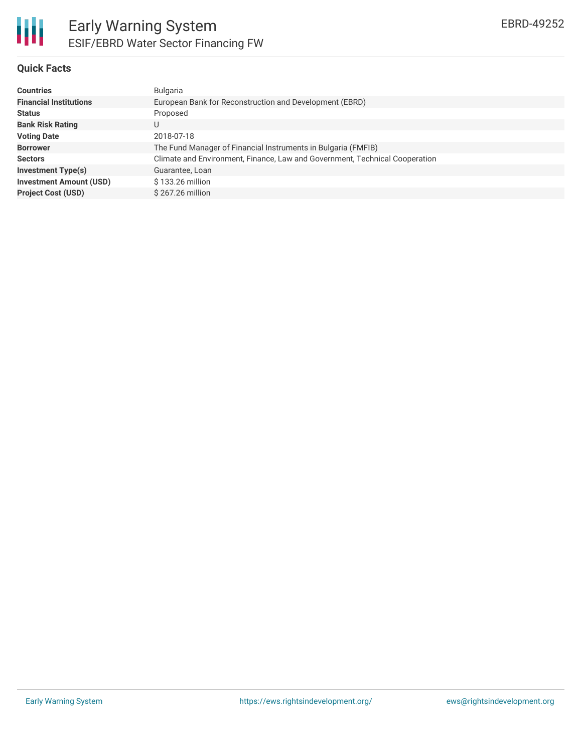# Early Warning System

## ESIF/EBRD Water Sector Financing FW

EBRD-49252

### Quick Facts

| | |
|---|---|
| **Countries** | Bulgaria |
| **Financial Institutions** | European Bank for Reconstruction and Development (EBRD) |
| **Status** | Proposed |
| **Bank Risk Rating** | U |
| **Voting Date** | 2018-07-18 |
| **Borrower** | The Fund Manager of Financial Instruments in Bulgaria (FMFIB) |
| **Sectors** | Climate and Environment, Finance, Law and Government, Technical Cooperation |
| **Investment Type(s)** | Guarantee, Loan |
| **Investment Amount (USD)** | $ 133.26 million |
| **Project Cost (USD)** | $ 267.26 million |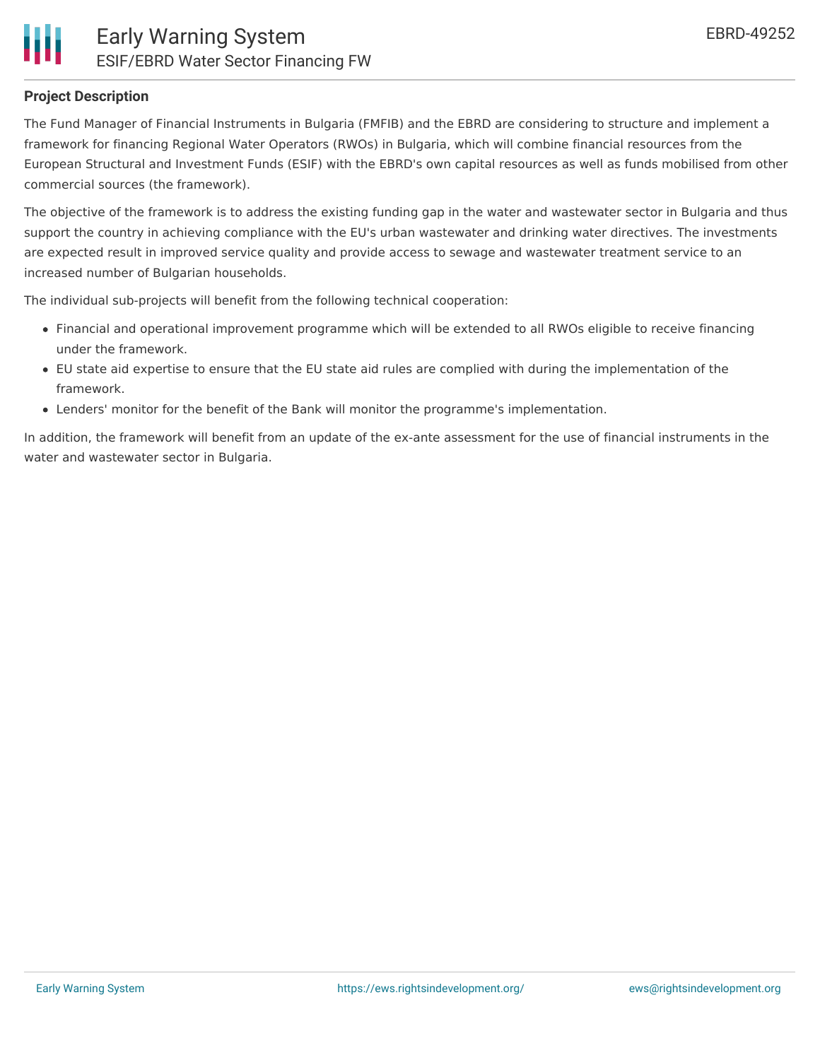## Project Description

The Fund Manager of Financial Instruments in Bulgaria (FMFIB) and the EBRD are considering to structure and implement a framework for financing Regional Water Operators (RWOs) in Bulgaria, which will combine financial resources from the European Structural and Investment Funds (ESIF) with the EBRD's own capital resources as well as funds mobilised from other commercial sources (the framework).

The objective of the framework is to address the existing funding gap in the water and wastewater sector in Bulgaria and thus support the country in achieving compliance with the EU's urban wastewater and drinking water directives. The investments are expected result in improved service quality and provide access to sewage and wastewater treatment service to an increased number of Bulgarian households.

The individual sub-projects will benefit from the following technical cooperation:

- Financial and operational improvement programme which will be extended to all RWOs eligible to receive financing under the framework.
- EU state aid expertise to ensure that the EU state aid rules are complied with during the implementation of the framework.
- Lenders' monitor for the benefit of the Bank will monitor the programme's implementation.

In addition, the framework will benefit from an update of the ex-ante assessment for the use of financial instruments in the water and wastewater sector in Bulgaria.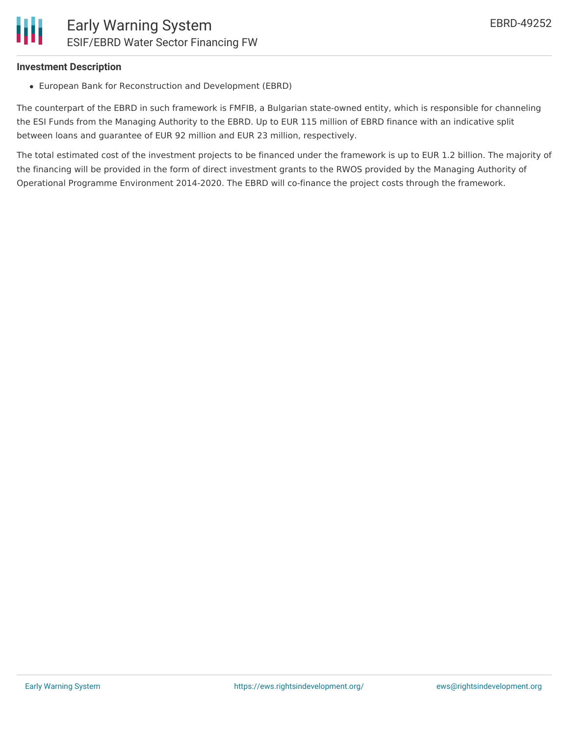### Investment Description

- European Bank for Reconstruction and Development (EBRD)

The counterpart of the EBRD in such framework is FMFIB, a Bulgarian state-owned entity, which is responsible for channeling the ESI Funds from the Managing Authority to the EBRD. Up to EUR 115 million of EBRD finance with an indicative split between loans and guarantee of EUR 92 million and EUR 23 million, respectively.

The total estimated cost of the investment projects to be financed under the framework is up to EUR 1.2 billion. The majority of the financing will be provided in the form of direct investment grants to the RWOS provided by the Managing Authority of Operational Programme Environment 2014-2020. The EBRD will co-finance the project costs through the framework.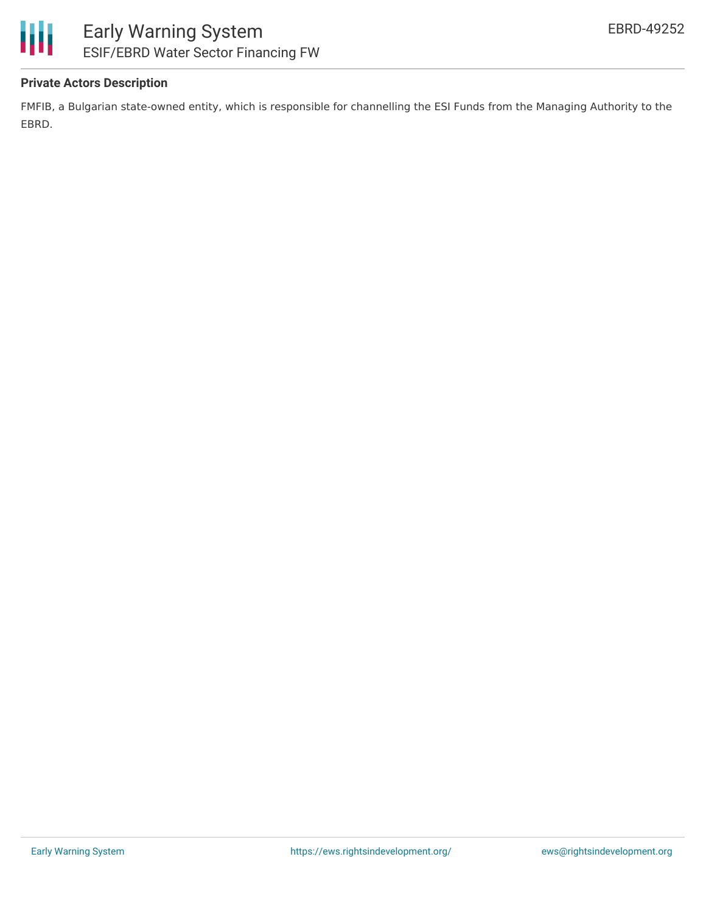**Private Actors Description**

FMFIB, a Bulgarian state-owned entity, which is responsible for channelling the ESI Funds from the Managing Authority to the EBRD.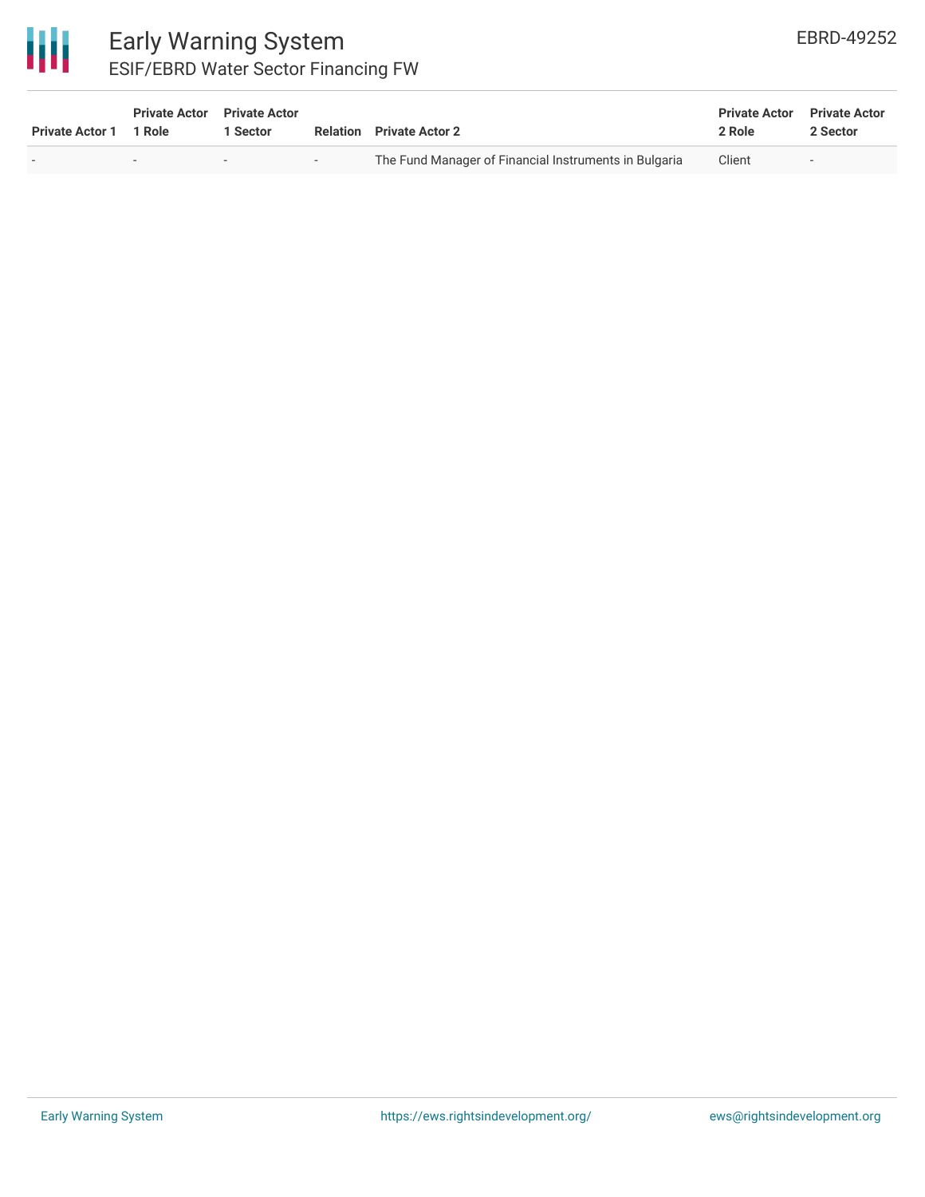| Private Actor 1 | Private Actor 1 Role | Private Actor 1 Sector | Relation | Private Actor 2 | Private Actor 2 Role | Private Actor 2 Sector |
|---|---|---|---|---|---|---|
| - | - | - | - | The Fund Manager of Financial Instruments in Bulgaria | Client | - |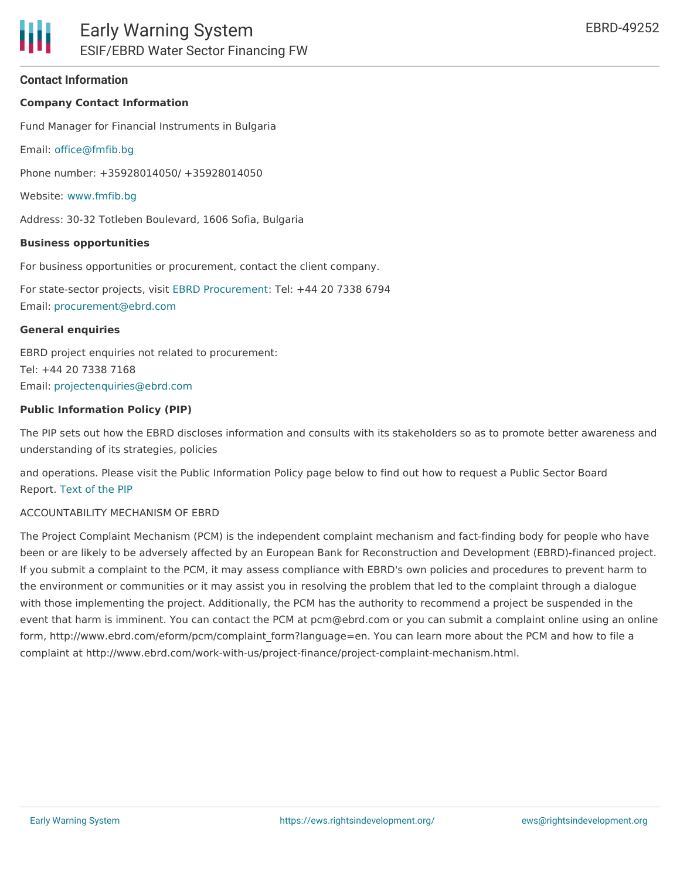## Contact Information

**Company Contact Information**

Fund Manager for Financial Instruments in Bulgaria

Email: office@fmfib.bg

Phone number: +35928014050/ +35928014050

Website: www.fmfib.bg

Address: 30-32 Totleben Boulevard, 1606 Sofia, Bulgaria

**Business opportunities**

For business opportunities or procurement, contact the client company.

For state-sector projects, visit EBRD Procurement: Tel: +44 20 7338 6794
Email: procurement@ebrd.com

**General enquiries**

EBRD project enquiries not related to procurement:
Tel: +44 20 7338 7168
Email: projectenquiries@ebrd.com

**Public Information Policy (PIP)**

The PIP sets out how the EBRD discloses information and consults with its stakeholders so as to promote better awareness and understanding of its strategies, policies

and operations. Please visit the Public Information Policy page below to find out how to request a Public Sector Board Report. Text of the PIP

ACCOUNTABILITY MECHANISM OF EBRD

The Project Complaint Mechanism (PCM) is the independent complaint mechanism and fact-finding body for people who have been or are likely to be adversely affected by an European Bank for Reconstruction and Development (EBRD)-financed project. If you submit a complaint to the PCM, it may assess compliance with EBRD's own policies and procedures to prevent harm to the environment or communities or it may assist you in resolving the problem that led to the complaint through a dialogue with those implementing the project. Additionally, the PCM has the authority to recommend a project be suspended in the event that harm is imminent. You can contact the PCM at pcm@ebrd.com or you can submit a complaint online using an online form, http://www.ebrd.com/eform/pcm/complaint_form?language=en. You can learn more about the PCM and how to file a complaint at http://www.ebrd.com/work-with-us/project-finance/project-complaint-mechanism.html.